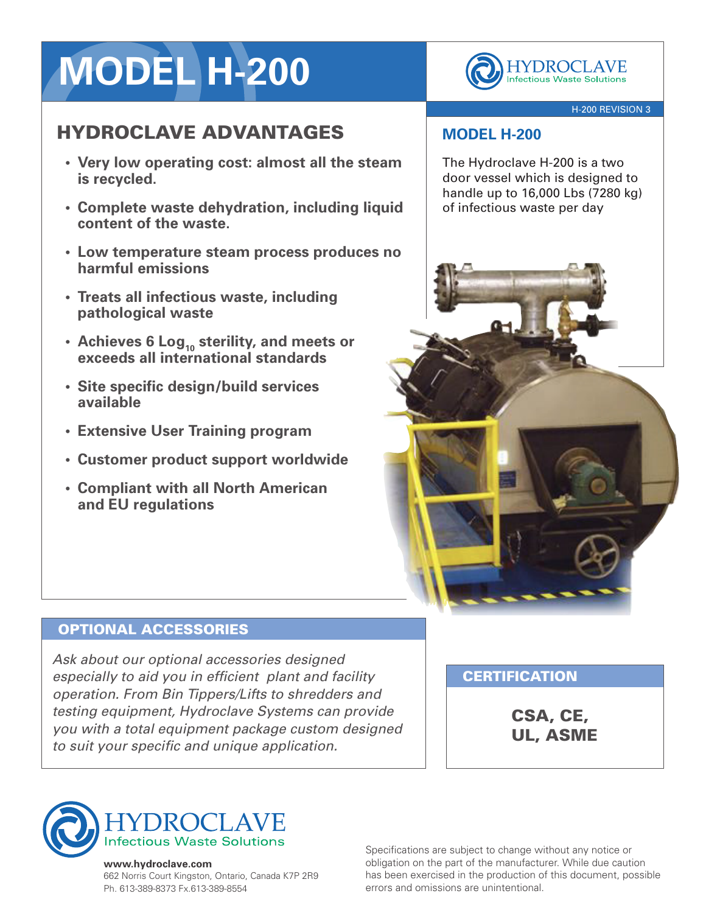# MODEL H-200

HYDROCLAVE Infectious Waste Solutions

H-200 REVISION 3

## HYDROCLAVE ADVANTAGES

- **Very low operating cost: almost all the steam is recycled.**
- **Complete waste dehydration, including liquid content of the waste.**
- **Low temperature steam process produces no harmful emissions**
- **Treats all infectious waste, including pathological waste**
- **Achieves 6 $Log_{10}$ sterility, and meets or exceeds all international standards**
- **Site specific design/build services available**
- **Extensive User Training program**
- **Customer product support worldwide**
- **Compliant with all North American and EU regulations**

## MODEL H-200

The Hydroclave H-200 is a two door vessel which is designed to handle up to 16,000 Lbs (7280 kg) of infectious waste per day

## OPTIONAL ACCESSORIES

*Ask about our optional accessories designed especially to aid you in efficient plant and facility operation. From Bin Tippers/Lifts to shredders and testing equipment, Hydroclave Systems can provide you with a total equipment package custom designed to suit your specific and unique application.*

## CERTIFICATION

**CSA, CE, UL, ASME**

HYDROCLAVE Infectious Waste Solutions

**www.hydroclave.com**
662 Norris Court Kingston, Ontario, Canada K7P 2R9
Ph. 613-389-8373 Fx.613-389-8554

Specifications are subject to change without any notice or obligation on the part of the manufacturer. While due caution has been exercised in the production of this document, possible errors and omissions are unintentional.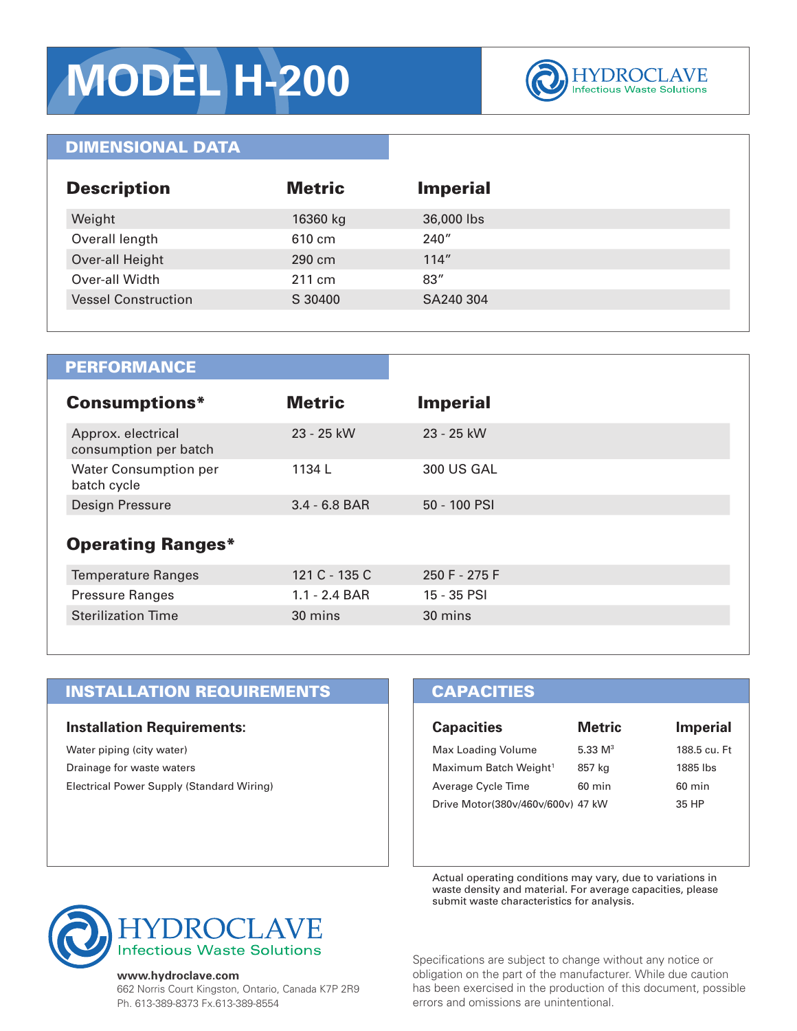# MODEL H-200

HYDROCLAVE
Infectious Waste Solutions

## DIMENSIONAL DATA

| Description | Metric | Imperial |
| --- | --- | --- |
| Weight | 16360 kg | 36,000 lbs |
| Overall length | 610 cm | 240″ |
| Over-all Height | 290 cm | 114″ |
| Over-all Width | 211 cm | 83″ |
| Vessel Construction | S 30400 | SA240 304 |

## PERFORMANCE

| Consumptions* | Metric | Imperial |
| --- | --- | --- |
| Approx. electrical consumption per batch | 23 - 25 kW | 23 - 25 kW |
| Water Consumption per batch cycle | 1134 L | 300 US GAL |
| Design Pressure | 3.4 - 6.8 BAR | 50 - 100 PSI |

### Operating Ranges*

| | | |
| --- | --- | --- |
| Temperature Ranges | 121 C - 135 C | 250 F - 275 F |
| Pressure Ranges | 1.1 - 2.4 BAR | 15 - 35 PSI |
| Sterilization Time | 30 mins | 30 mins |

## INSTALLATION REQUIREMENTS

**Installation Requirements:**

Water piping (city water)
Drainage for waste waters
Electrical Power Supply (Standard Wiring)

## CAPACITIES

| Capacities | Metric | Imperial |
| --- | --- | --- |
| Max Loading Volume | 5.33 $M^3$ | 188.5 cu. Ft |
| Maximum Batch Weight[1] | 857 kg | 1885 lbs |
| Average Cycle Time | 60 min | 60 min |
| Drive Motor(380v/460v/600v) | 47 kW | 35 HP |

Actual operating conditions may vary, due to variations in waste density and material. For average capacities, please submit waste characteristics for analysis.

HYDROCLAVE
Infectious Waste Solutions

**www.hydroclave.com**
662 Norris Court Kingston, Ontario, Canada K7P 2R9
Ph. 613-389-8373 Fx.613-389-8554

Specifications are subject to change without any notice or obligation on the part of the manufacturer. While due caution has been exercised in the production of this document, possible errors and omissions are unintentional.